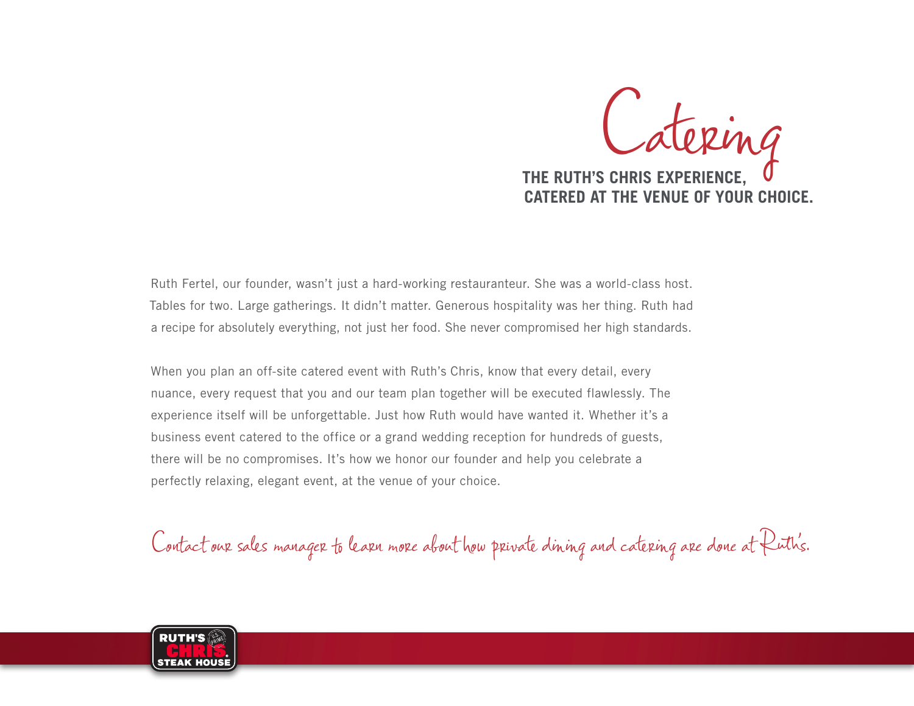# Catering

## THE RUTH'S CHRIS EXPERIENCE, CATERED AT THE VENUE OF YOUR CHOICE.

Ruth Fertel, our founder, wasn't just a hard-working restauranteur. She was a world-class host. Tables for two. Large gatherings. It didn't matter. Generous hospitality was her thing. Ruth had a recipe for absolutely everything, not just her food. She never compromised her high standards.

When you plan an off-site catered event with Ruth's Chris, know that every detail, every nuance, every request that you and our team plan together will be executed flawlessly. The experience itself will be unforgettable. Just how Ruth would have wanted it. Whether it's a business event catered to the office or a grand wedding reception for hundreds of guests, there will be no compromises. It's how we honor our founder and help you celebrate a perfectly relaxing, elegant event, at the venue of your choice.

*Contact our sales manager to learn more about how private dining and catering are done at Ruth's.*

RUTH'S CHRIS STEAK HOUSE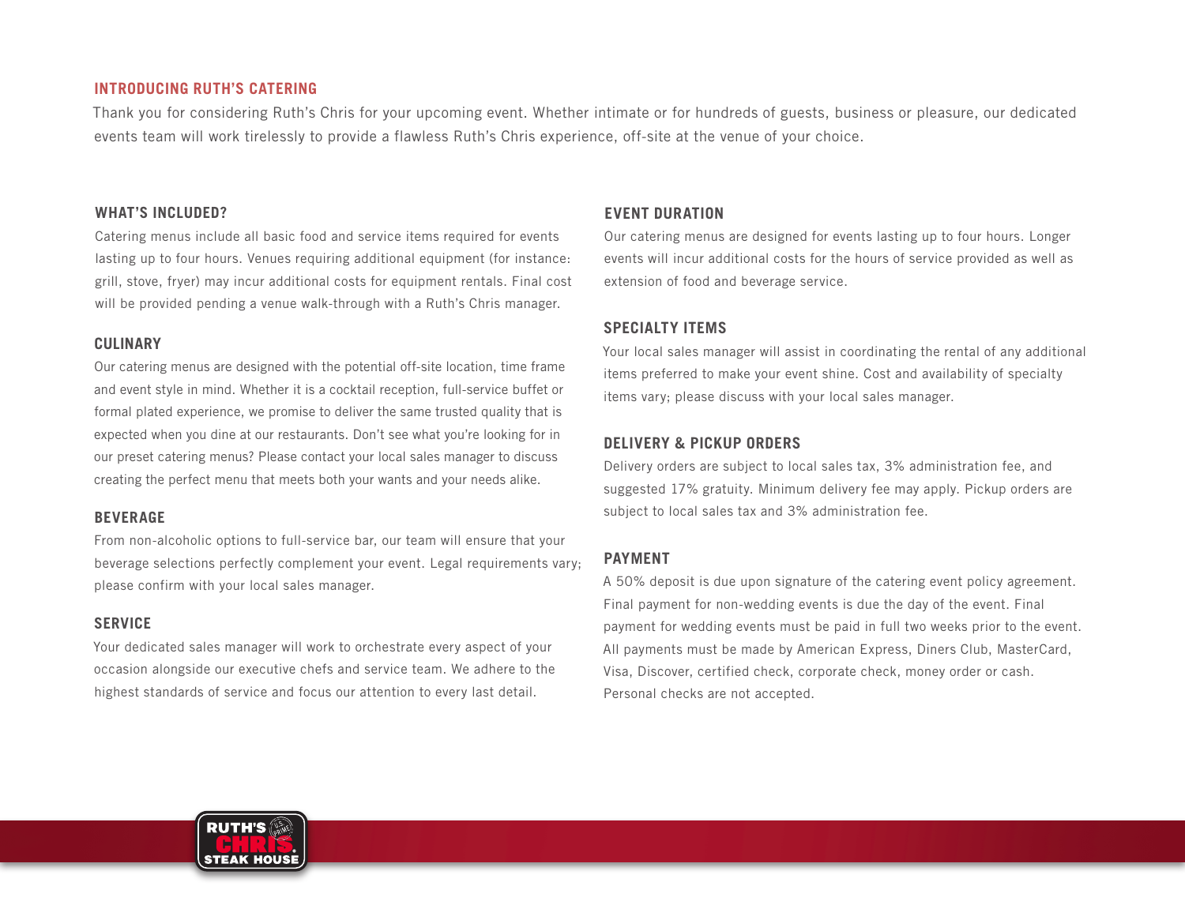## INTRODUCING RUTH'S CATERING

Thank you for considering Ruth's Chris for your upcoming event. Whether intimate or for hundreds of guests, business or pleasure, our dedicated events team will work tirelessly to provide a flawless Ruth's Chris experience, off-site at the venue of your choice.

### WHAT'S INCLUDED?

Catering menus include all basic food and service items required for events lasting up to four hours. Venues requiring additional equipment (for instance: grill, stove, fryer) may incur additional costs for equipment rentals. Final cost will be provided pending a venue walk-through with a Ruth's Chris manager.

### CULINARY

Our catering menus are designed with the potential off-site location, time frame and event style in mind. Whether it is a cocktail reception, full-service buffet or formal plated experience, we promise to deliver the same trusted quality that is expected when you dine at our restaurants. Don't see what you're looking for in our preset catering menus? Please contact your local sales manager to discuss creating the perfect menu that meets both your wants and your needs alike.

### BEVERAGE

From non-alcoholic options to full-service bar, our team will ensure that your beverage selections perfectly complement your event. Legal requirements vary; please confirm with your local sales manager.

### SERVICE

Your dedicated sales manager will work to orchestrate every aspect of your occasion alongside our executive chefs and service team. We adhere to the highest standards of service and focus our attention to every last detail.

### EVENT DURATION

Our catering menus are designed for events lasting up to four hours. Longer events will incur additional costs for the hours of service provided as well as extension of food and beverage service.

### SPECIALTY ITEMS

Your local sales manager will assist in coordinating the rental of any additional items preferred to make your event shine. Cost and availability of specialty items vary; please discuss with your local sales manager.

### DELIVERY & PICKUP ORDERS

Delivery orders are subject to local sales tax, 3% administration fee, and suggested 17% gratuity. Minimum delivery fee may apply. Pickup orders are subject to local sales tax and 3% administration fee.

### PAYMENT

A 50% deposit is due upon signature of the catering event policy agreement. Final payment for non-wedding events is due the day of the event. Final payment for wedding events must be paid in full two weeks prior to the event. All payments must be made by American Express, Diners Club, MasterCard, Visa, Discover, certified check, corporate check, money order or cash. Personal checks are not accepted.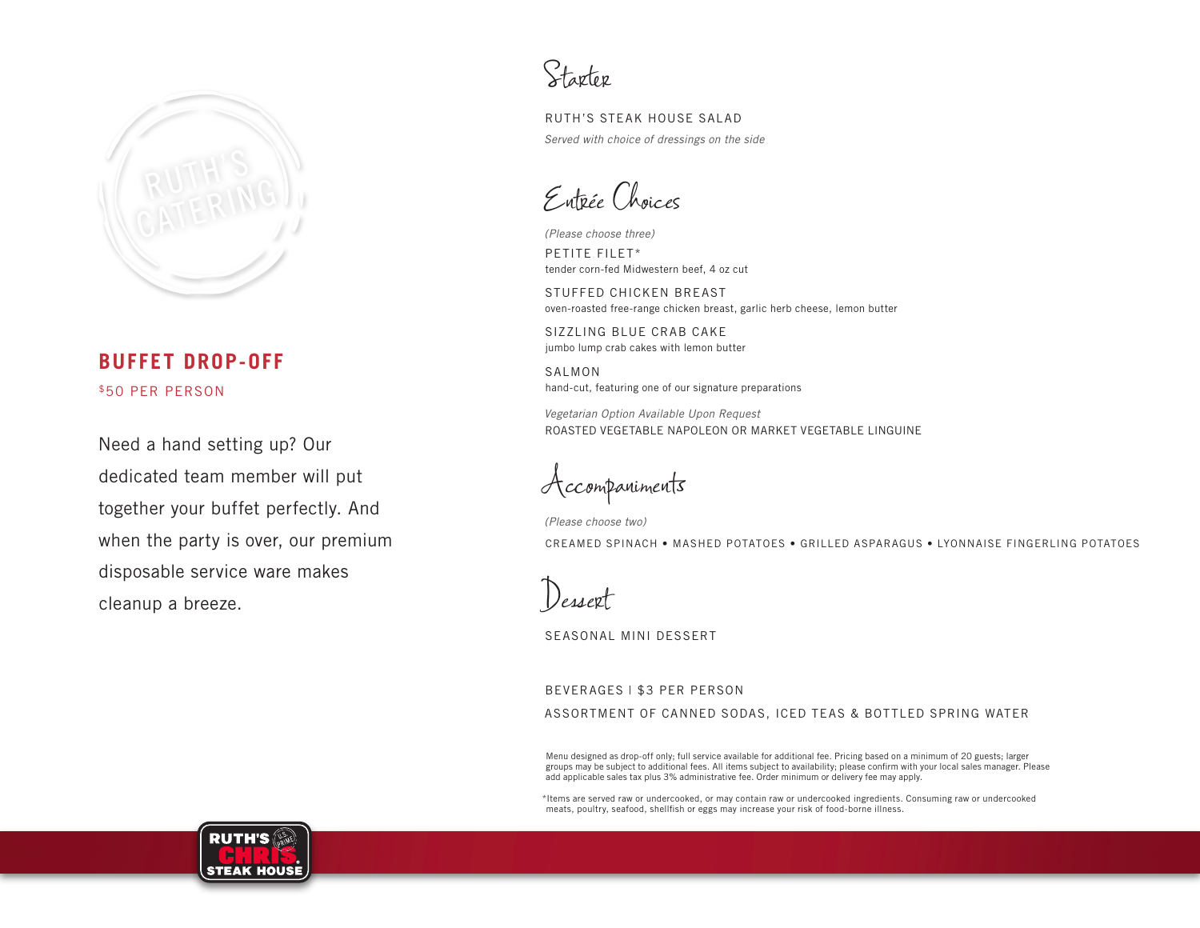## BUFFET DROP-OFF

$50 PER PERSON

Need a hand setting up? Our dedicated team member will put together your buffet perfectly. And when the party is over, our premium disposable service ware makes cleanup a breeze.

### Starter

RUTH'S STEAK HOUSE SALAD

*Served with choice of dressings on the side*

### Entrée Choices

*(Please choose three)*

PETITE FILET*
tender corn-fed Midwestern beef, 4 oz cut

STUFFED CHICKEN BREAST
oven-roasted free-range chicken breast, garlic herb cheese, lemon butter

SIZZLING BLUE CRAB CAKE
jumbo lump crab cakes with lemon butter

SALMON
hand-cut, featuring one of our signature preparations

*Vegetarian Option Available Upon Request*
ROASTED VEGETABLE NAPOLEON OR MARKET VEGETABLE LINGUINE

### Accompaniments

*(Please choose two)*

CREAMED SPINACH • MASHED POTATOES • GRILLED ASPARAGUS • LYONNAISE FINGERLING POTATOES

### Dessert

SEASONAL MINI DESSERT

BEVERAGES | $3 PER PERSON

ASSORTMENT OF CANNED SODAS, ICED TEAS & BOTTLED SPRING WATER

Menu designed as drop-off only; full service available for additional fee. Pricing based on a minimum of 20 guests; larger groups may be subject to additional fees. All items subject to availability; please confirm with your local sales manager. Please add applicable sales tax plus 3% administrative fee. Order minimum or delivery fee may apply.

*Items are served raw or undercooked, or may contain raw or undercooked ingredients. Consuming raw or undercooked meats, poultry, seafood, shellfish or eggs may increase your risk of food-borne illness.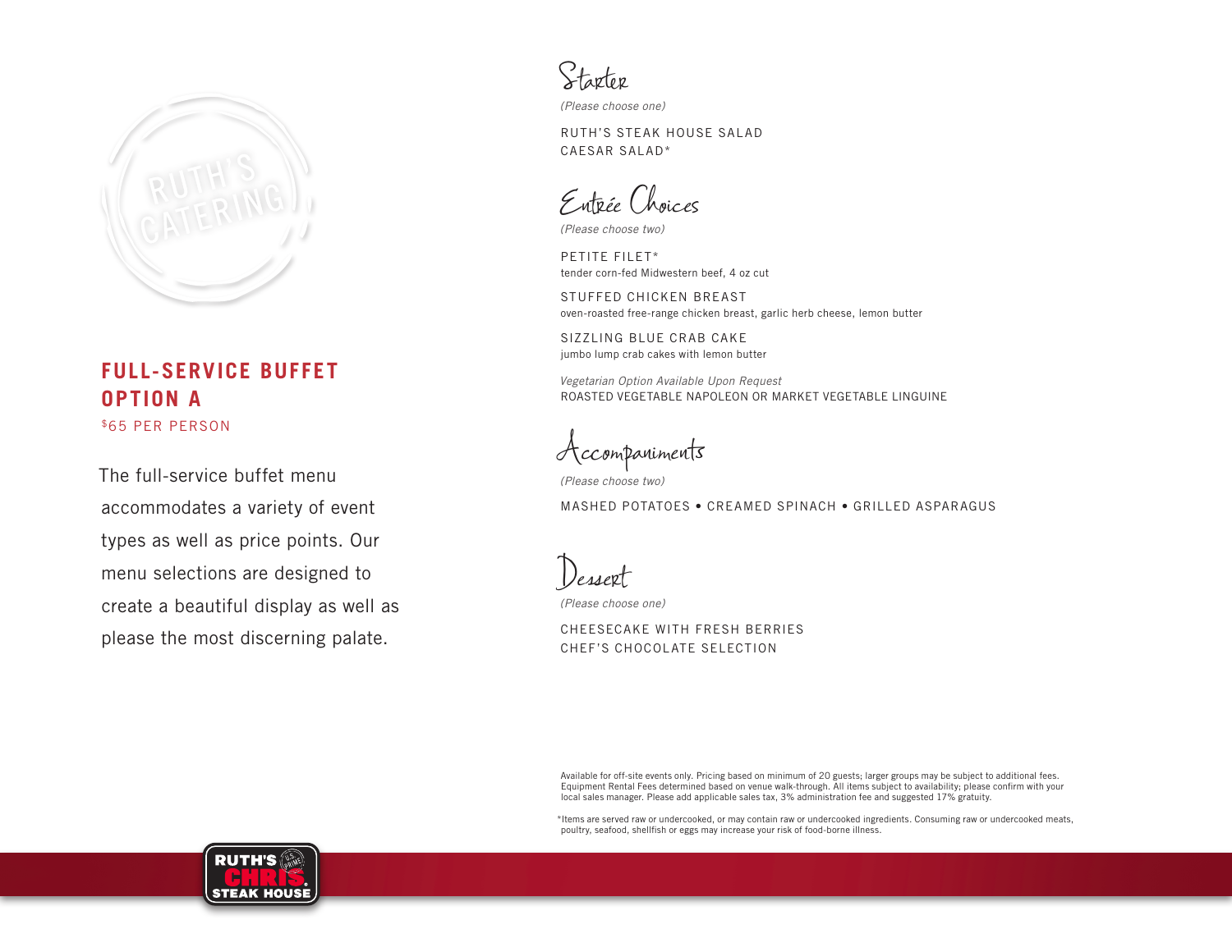## FULL-SERVICE BUFFET OPTION A

$65 PER PERSON

The full-service buffet menu accommodates a variety of event types as well as price points. Our menu selections are designed to create a beautiful display as well as please the most discerning palate.

### Starter

*(Please choose one)*

RUTH'S STEAK HOUSE SALAD
CAESAR SALAD*

### Entrée Choices

*(Please choose two)*

PETITE FILET*
tender corn-fed Midwestern beef, 4 oz cut

STUFFED CHICKEN BREAST
oven-roasted free-range chicken breast, garlic herb cheese, lemon butter

SIZZLING BLUE CRAB CAKE
jumbo lump crab cakes with lemon butter

*Vegetarian Option Available Upon Request*
ROASTED VEGETABLE NAPOLEON OR MARKET VEGETABLE LINGUINE

### Accompaniments

*(Please choose two)*

MASHED POTATOES • CREAMED SPINACH • GRILLED ASPARAGUS

### Dessert

*(Please choose one)*

CHEESECAKE WITH FRESH BERRIES
CHEF'S CHOCOLATE SELECTION

Available for off-site events only. Pricing based on minimum of 20 guests; larger groups may be subject to additional fees. Equipment Rental Fees determined based on venue walk-through. All items subject to availability; please confirm with your local sales manager. Please add applicable sales tax, 3% administration fee and suggested 17% gratuity.

*Items are served raw or undercooked, or may contain raw or undercooked ingredients. Consuming raw or undercooked meats, poultry, seafood, shellfish or eggs may increase your risk of food-borne illness.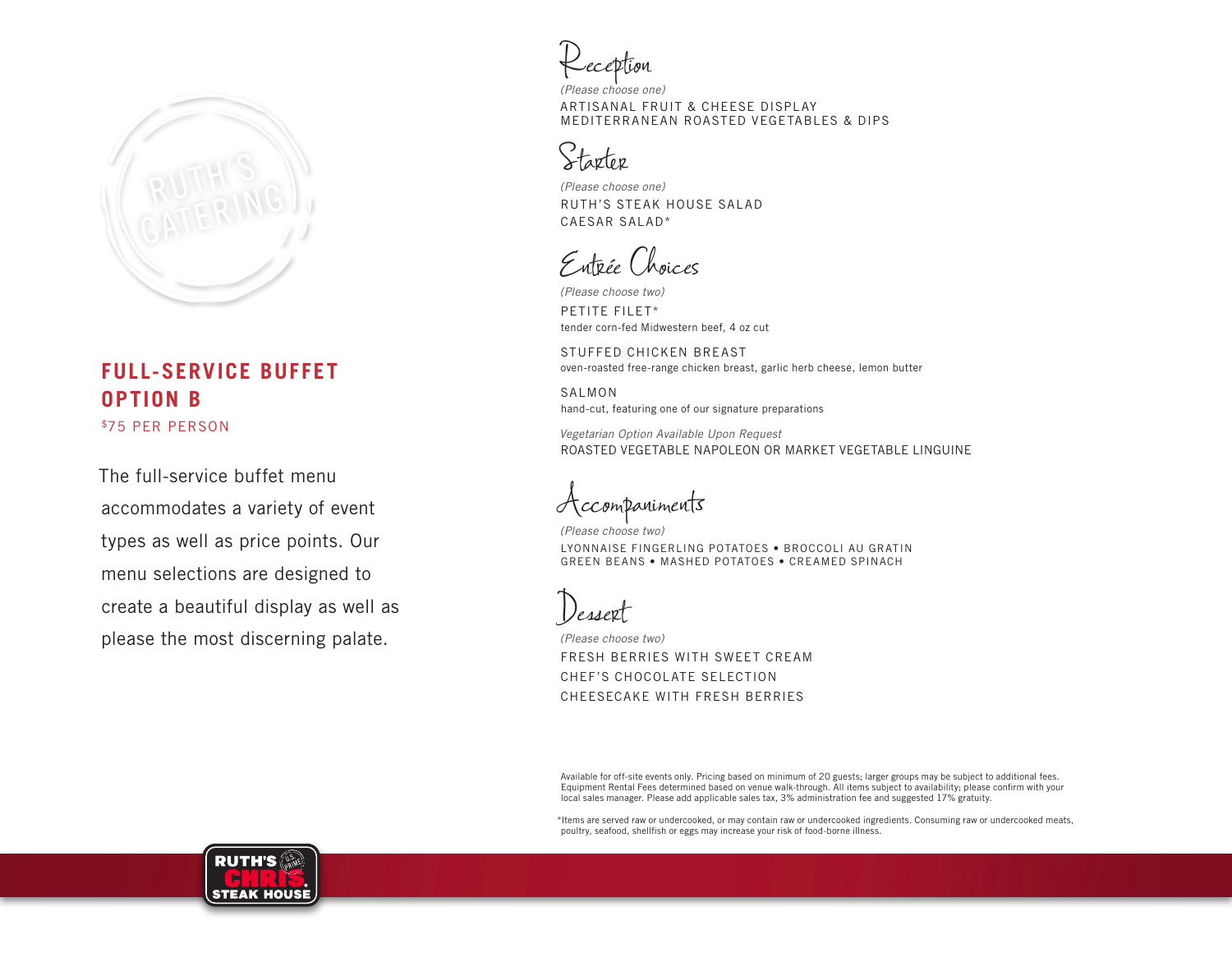## FULL-SERVICE BUFFET OPTION B

$75 PER PERSON

The full-service buffet menu accommodates a variety of event types as well as price points. Our menu selections are designed to create a beautiful display as well as please the most discerning palate.

### Reception

*(Please choose one)*

ARTISANAL FRUIT & CHEESE DISPLAY
MEDITERRANEAN ROASTED VEGETABLES & DIPS

### Starter

*(Please choose one)*

RUTH'S STEAK HOUSE SALAD
CAESAR SALAD*

### Entrée Choices

*(Please choose two)*

PETITE FILET*
tender corn-fed Midwestern beef, 4 oz cut

STUFFED CHICKEN BREAST
oven-roasted free-range chicken breast, garlic herb cheese, lemon butter

SALMON
hand-cut, featuring one of our signature preparations

*Vegetarian Option Available Upon Request*
ROASTED VEGETABLE NAPOLEON OR MARKET VEGETABLE LINGUINE

### Accompaniments

*(Please choose two)*

LYONNAISE FINGERLING POTATOES • BROCCOLI AU GRATIN
GREEN BEANS • MASHED POTATOES • CREAMED SPINACH

### Dessert

*(Please choose two)*

FRESH BERRIES WITH SWEET CREAM
CHEF'S CHOCOLATE SELECTION
CHEESECAKE WITH FRESH BERRIES

Available for off-site events only. Pricing based on minimum of 20 guests; larger groups may be subject to additional fees. Equipment Rental Fees determined based on venue walk-through. All items subject to availability; please confirm with your local sales manager. Please add applicable sales tax, 3% administration fee and suggested 17% gratuity.

*Items are served raw or undercooked, or may contain raw or undercooked ingredients. Consuming raw or undercooked meats, poultry, seafood, shellfish or eggs may increase your risk of food-borne illness.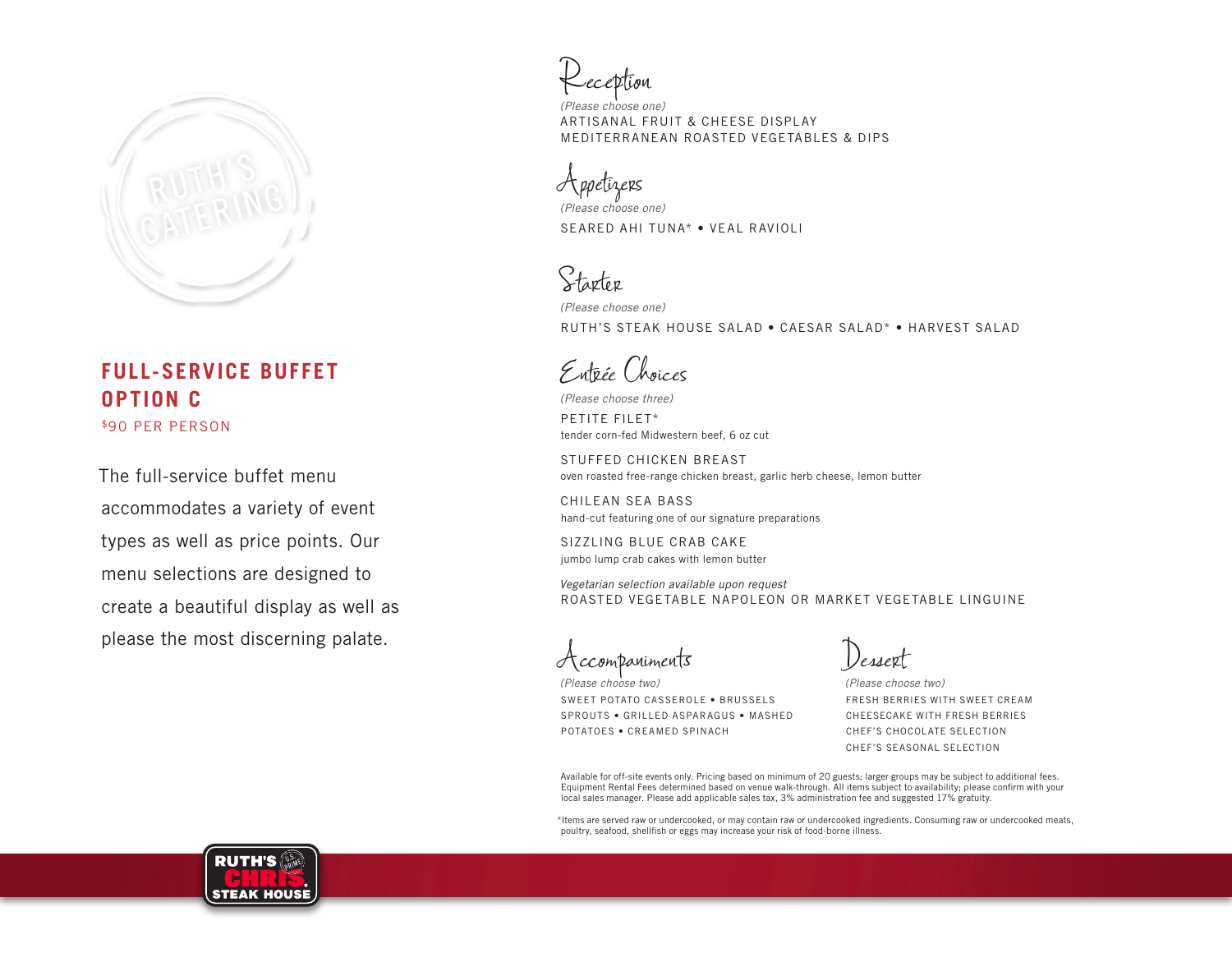## FULL-SERVICE BUFFET OPTION C

$90 PER PERSON

The full-service buffet menu accommodates a variety of event types as well as price points. Our menu selections are designed to create a beautiful display as well as please the most discerning palate.

### Reception

*(Please choose one)*

ARTISANAL FRUIT & CHEESE DISPLAY
MEDITERRANEAN ROASTED VEGETABLES & DIPS

### Appetizers

*(Please choose one)*

SEARED AHI TUNA* • VEAL RAVIOLI

### Starter

*(Please choose one)*

RUTH'S STEAK HOUSE SALAD • CAESAR SALAD* • HARVEST SALAD

### Entrée Choices

*(Please choose three)*

PETITE FILET*
tender corn-fed Midwestern beef, 6 oz cut

STUFFED CHICKEN BREAST
oven roasted free-range chicken breast, garlic herb cheese, lemon butter

CHILEAN SEA BASS
hand-cut featuring one of our signature preparations

SIZZLING BLUE CRAB CAKE
jumbo lump crab cakes with lemon butter

*Vegetarian selection available upon request*
ROASTED VEGETABLE NAPOLEON OR MARKET VEGETABLE LINGUINE

### Accompaniments

*(Please choose two)*

SWEET POTATO CASSEROLE • BRUSSELS SPROUTS • GRILLED ASPARAGUS • MASHED POTATOES • CREAMED SPINACH

### Dessert

*(Please choose two)*

FRESH BERRIES WITH SWEET CREAM
CHEESECAKE WITH FRESH BERRIES
CHEF'S CHOCOLATE SELECTION
CHEF'S SEASONAL SELECTION

Available for off-site events only. Pricing based on minimum of 20 guests; larger groups may be subject to additional fees. Equipment Rental Fees determined based on venue walk-through. All items subject to availability; please confirm with your local sales manager. Please add applicable sales tax, 3% administration fee and suggested 17% gratuity.

*Items are served raw or undercooked, or may contain raw or undercooked ingredients. Consuming raw or undercooked meats, poultry, seafood, shellfish or eggs may increase your risk of food-borne illness.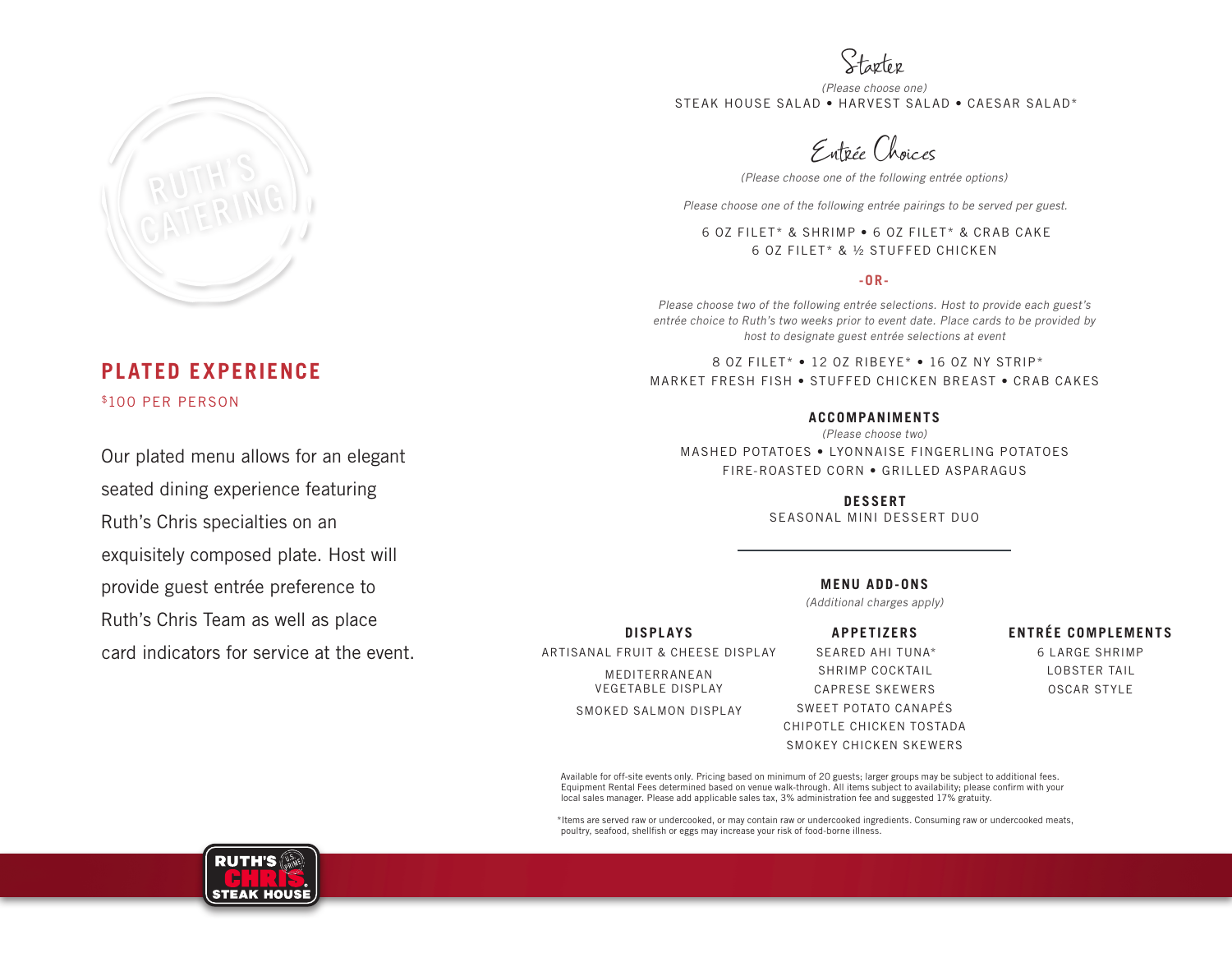RUTH'S CATERING

## PLATED EXPERIENCE

$100 PER PERSON

Our plated menu allows for an elegant seated dining experience featuring Ruth's Chris specialties on an exquisitely composed plate. Host will provide guest entrée preference to Ruth's Chris Team as well as place card indicators for service at the event.

### Starter

*(Please choose one)*

STEAK HOUSE SALAD • HARVEST SALAD • CAESAR SALAD*

### Entrée Choices

*(Please choose one of the following entrée options)*

*Please choose one of the following entrée pairings to be served per guest.*

6 OZ FILET* & SHRIMP • 6 OZ FILET* & CRAB CAKE
6 OZ FILET* & ½ STUFFED CHICKEN

**-OR-**

*Please choose two of the following entrée selections. Host to provide each guest's entrée choice to Ruth's two weeks prior to event date. Place cards to be provided by host to designate guest entrée selections at event*

8 OZ FILET* • 12 OZ RIBEYE* • 16 OZ NY STRIP*
MARKET FRESH FISH • STUFFED CHICKEN BREAST • CRAB CAKES

### ACCOMPANIMENTS

*(Please choose two)*

MASHED POTATOES • LYONNAISE FINGERLING POTATOES
FIRE-ROASTED CORN • GRILLED ASPARAGUS

### DESSERT

SEASONAL MINI DESSERT DUO

---

### MENU ADD-ONS

*(Additional charges apply)*

**DISPLAYS**

ARTISANAL FRUIT & CHEESE DISPLAY
MEDITERRANEAN VEGETABLE DISPLAY
SMOKED SALMON DISPLAY

**APPETIZERS**

SEARED AHI TUNA*
SHRIMP COCKTAIL
CAPRESE SKEWERS
SWEET POTATO CANAPÉS
CHIPOTLE CHICKEN TOSTADA
SMOKEY CHICKEN SKEWERS

**ENTRÉE COMPLEMENTS**

6 LARGE SHRIMP
LOBSTER TAIL
OSCAR STYLE

Available for off-site events only. Pricing based on minimum of 20 guests; larger groups may be subject to additional fees. Equipment Rental Fees determined based on venue walk-through. All items subject to availability; please confirm with your local sales manager. Please add applicable sales tax, 3% administration fee and suggested 17% gratuity.

*Items are served raw or undercooked, or may contain raw or undercooked ingredients. Consuming raw or undercooked meats, poultry, seafood, shellfish or eggs may increase your risk of food-borne illness.

RUTH'S CHRIS STEAK HOUSE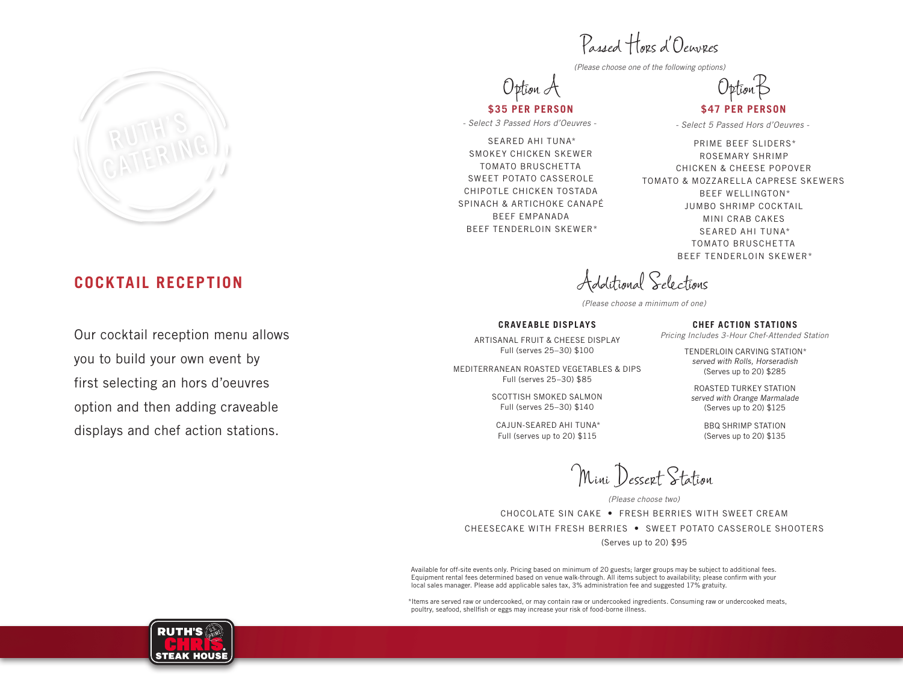## COCKTAIL RECEPTION

Our cocktail reception menu allows you to build your own event by first selecting an hors d'oeuvres option and then adding craveable displays and chef action stations.

## Passed Hors d'Oeuvres

*(Please choose one of the following options)*

### Option A

**$35 PER PERSON**

*- Select 3 Passed Hors d'Oeuvres -*

SEARED AHI TUNA*
SMOKEY CHICKEN SKEWER
TOMATO BRUSCHETTA
SWEET POTATO CASSEROLE
CHIPOTLE CHICKEN TOSTADA
SPINACH & ARTICHOKE CANAPÉ
BEEF EMPANADA
BEEF TENDERLOIN SKEWER*

### Option B

**$47 PER PERSON**

*- Select 5 Passed Hors d'Oeuvres -*

PRIME BEEF SLIDERS*
ROSEMARY SHRIMP
CHICKEN & CHEESE POPOVER
TOMATO & MOZZARELLA CAPRESE SKEWERS
BEEF WELLINGTON*
JUMBO SHRIMP COCKTAIL
MINI CRAB CAKES
SEARED AHI TUNA*
TOMATO BRUSCHETTA
BEEF TENDERLOIN SKEWER*

## Additional Selections

*(Please choose a minimum of one)*

### CRAVEABLE DISPLAYS

ARTISANAL FRUIT & CHEESE DISPLAY
Full (serves 25–30) $100

MEDITERRANEAN ROASTED VEGETABLES & DIPS
Full (serves 25–30) $85

SCOTTISH SMOKED SALMON
Full (serves 25–30) $140

CAJUN-SEARED AHI TUNA*
Full (serves up to 20) $115

### CHEF ACTION STATIONS

*Pricing Includes 3-Hour Chef-Attended Station*

TENDERLOIN CARVING STATION*
*served with Rolls, Horseradish*
(Serves up to 20) $285

ROASTED TURKEY STATION
*served with Orange Marmalade*
(Serves up to 20) $125

BBQ SHRIMP STATION
(Serves up to 20) $135

## Mini Dessert Station

*(Please choose two)*

CHOCOLATE SIN CAKE • FRESH BERRIES WITH SWEET CREAM
CHEESECAKE WITH FRESH BERRIES • SWEET POTATO CASSEROLE SHOOTERS

(Serves up to 20) $95

Available for off-site events only. Pricing based on minimum of 20 guests; larger groups may be subject to additional fees. Equipment rental fees determined based on venue walk-through. All items subject to availability; please confirm with your local sales manager. Please add applicable sales tax, 3% administration fee and suggested 17% gratuity.

*Items are served raw or undercooked, or may contain raw or undercooked ingredients. Consuming raw or undercooked meats, poultry, seafood, shellfish or eggs may increase your risk of food-borne illness.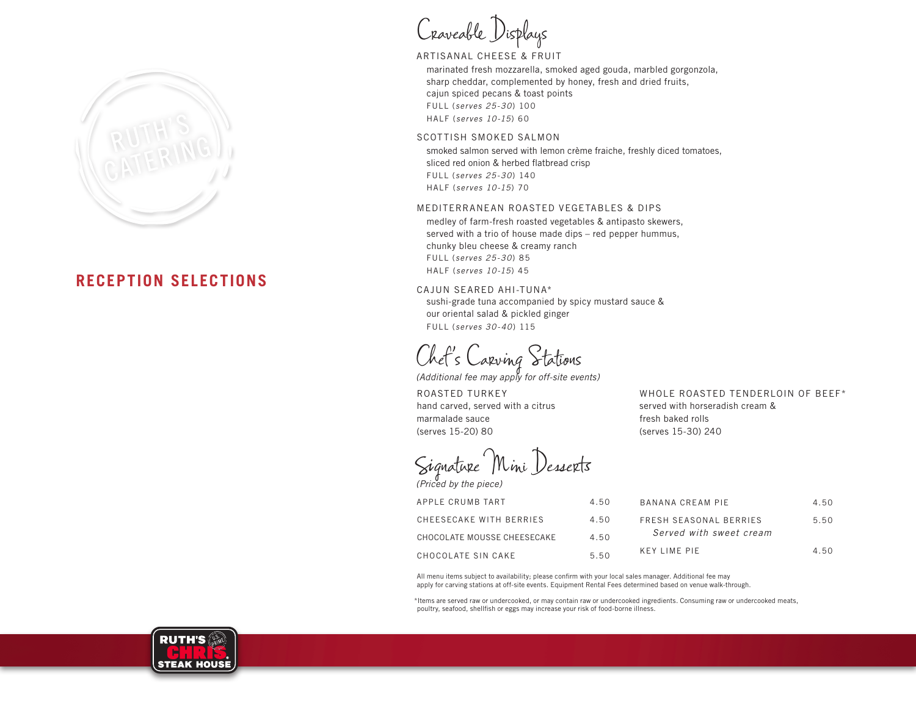RUTH'S CATERING

## RECEPTION SELECTIONS

# Craveable Displays

### ARTISANAL CHEESE & FRUIT

marinated fresh mozzarella, smoked aged gouda, marbled gorgonzola, sharp cheddar, complemented by honey, fresh and dried fruits, cajun spiced pecans & toast points

FULL (*serves 25-30*) 100

HALF (*serves 10-15*) 60

### SCOTTISH SMOKED SALMON

smoked salmon served with lemon crème fraiche, freshly diced tomatoes, sliced red onion & herbed flatbread crisp

FULL (*serves 25-30*) 140

HALF (*serves 10-15*) 70

### MEDITERRANEAN ROASTED VEGETABLES & DIPS

medley of farm-fresh roasted vegetables & antipasto skewers, served with a trio of house made dips – red pepper hummus, chunky bleu cheese & creamy ranch

FULL (*serves 25-30*) 85

HALF (*serves 10-15*) 45

### CAJUN SEARED AHI-TUNA*

sushi-grade tuna accompanied by spicy mustard sauce & our oriental salad & pickled ginger

FULL (*serves 30-40*) 115

# Chef's Carving Stations

*(Additional fee may apply for off-site events)*

### ROASTED TURKEY

hand carved, served with a citrus marmalade sauce

(serves 15-20) 80

### WHOLE ROASTED TENDERLOIN OF BEEF*

served with horseradish cream & fresh baked rolls

(serves 15-30) 240

# Signature Mini Desserts

*(Priced by the piece)*

| Item | Price |
|---|---|
| APPLE CRUMB TART | 4.50 |
| CHEESECAKE WITH BERRIES | 4.50 |
| CHOCOLATE MOUSSE CHEESECAKE | 4.50 |
| CHOCOLATE SIN CAKE | 5.50 |
| BANANA CREAM PIE | 4.50 |
| FRESH SEASONAL BERRIES *Served with sweet cream* | 5.50 |
| KEY LIME PIE | 4.50 |

All menu items subject to availability; please confirm with your local sales manager. Additional fee may apply for carving stations at off-site events. Equipment Rental Fees determined based on venue walk-through.

*Items are served raw or undercooked, or may contain raw or undercooked ingredients. Consuming raw or undercooked meats, poultry, seafood, shellfish or eggs may increase your risk of food-borne illness.

RUTH'S CHRIS STEAK HOUSE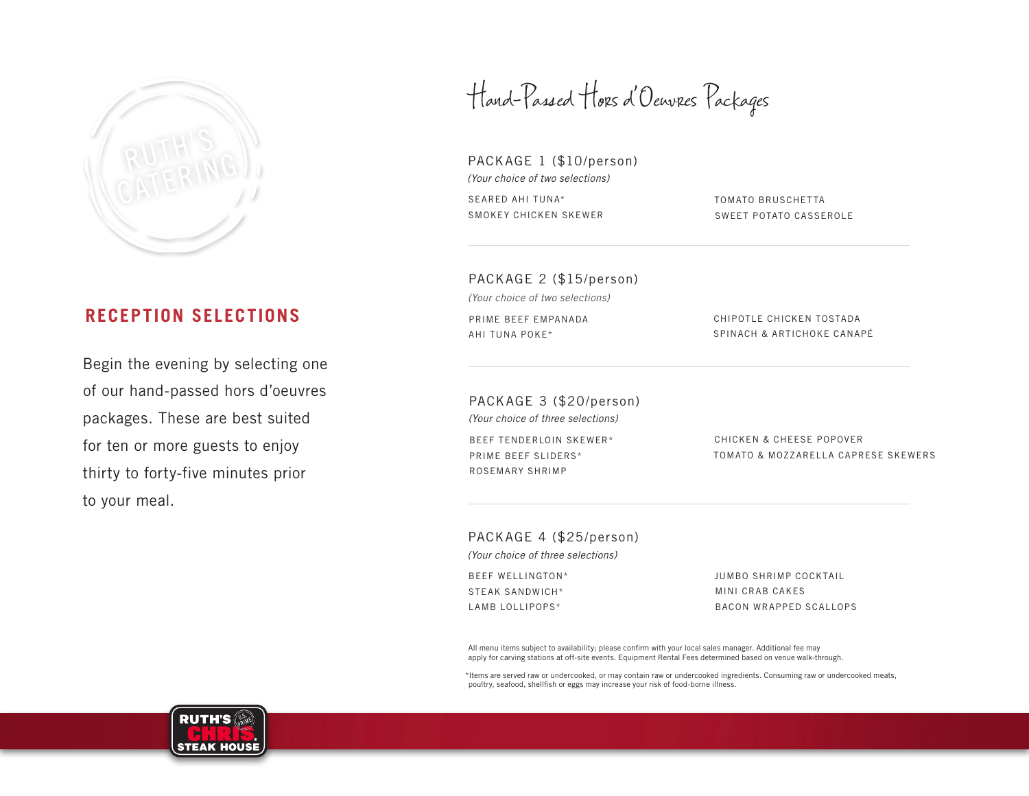## RECEPTION SELECTIONS

Begin the evening by selecting one of our hand-passed hors d'oeuvres packages. These are best suited for ten or more guests to enjoy thirty to forty-five minutes prior to your meal.

# Hand-Passed Hors d'Oeuvres Packages

### PACKAGE 1 ($10/person)

*(Your choice of two selections)*

SEARED AHI TUNA*
SMOKEY CHICKEN SKEWER
TOMATO BRUSCHETTA
SWEET POTATO CASSEROLE

---

### PACKAGE 2 ($15/person)

*(Your choice of two selections)*

PRIME BEEF EMPANADA
AHI TUNA POKE*
CHIPOTLE CHICKEN TOSTADA
SPINACH & ARTICHOKE CANAPÉ

---

### PACKAGE 3 ($20/person)

*(Your choice of three selections)*

BEEF TENDERLOIN SKEWER*
PRIME BEEF SLIDERS*
ROSEMARY SHRIMP
CHICKEN & CHEESE POPOVER
TOMATO & MOZZARELLA CAPRESE SKEWERS

---

### PACKAGE 4 ($25/person)

*(Your choice of three selections)*

BEEF WELLINGTON*
STEAK SANDWICH*
LAMB LOLLIPOPS*
JUMBO SHRIMP COCKTAIL
MINI CRAB CAKES
BACON WRAPPED SCALLOPS

All menu items subject to availability; please confirm with your local sales manager. Additional fee may apply for carving stations at off-site events. Equipment Rental Fees determined based on venue walk-through.

*Items are served raw or undercooked, or may contain raw or undercooked ingredients. Consuming raw or undercooked meats, poultry, seafood, shellfish or eggs may increase your risk of food-borne illness.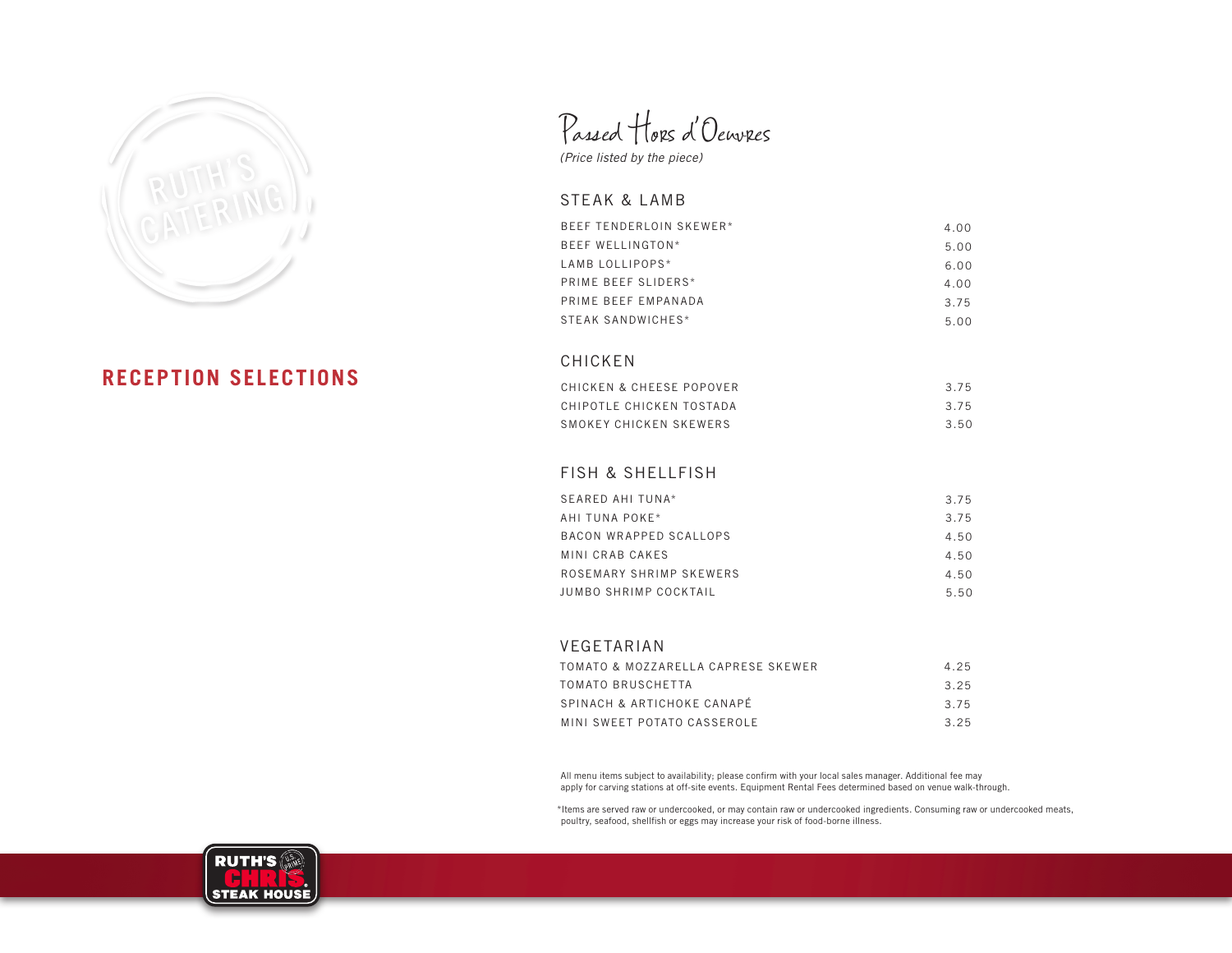RUTH'S CATERING

## RECEPTION SELECTIONS

# Passed Hors d'Oeuvres

*(Price listed by the piece)*

### STEAK & LAMB

| | |
|---|---|
| BEEF TENDERLOIN SKEWER* | 4.00 |
| BEEF WELLINGTON* | 5.00 |
| LAMB LOLLIPOPS* | 6.00 |
| PRIME BEEF SLIDERS* | 4.00 |
| PRIME BEEF EMPANADA | 3.75 |
| STEAK SANDWICHES* | 5.00 |

### CHICKEN

| | |
|---|---|
| CHICKEN & CHEESE POPOVER | 3.75 |
| CHIPOTLE CHICKEN TOSTADA | 3.75 |
| SMOKEY CHICKEN SKEWERS | 3.50 |

### FISH & SHELLFISH

| | |
|---|---|
| SEARED AHI TUNA* | 3.75 |
| AHI TUNA POKE* | 3.75 |
| BACON WRAPPED SCALLOPS | 4.50 |
| MINI CRAB CAKES | 4.50 |
| ROSEMARY SHRIMP SKEWERS | 4.50 |
| JUMBO SHRIMP COCKTAIL | 5.50 |

### VEGETARIAN

| | |
|---|---|
| TOMATO & MOZZARELLA CAPRESE SKEWER | 4.25 |
| TOMATO BRUSCHETTA | 3.25 |
| SPINACH & ARTICHOKE CANAPÉ | 3.75 |
| MINI SWEET POTATO CASSEROLE | 3.25 |

All menu items subject to availability; please confirm with your local sales manager. Additional fee may apply for carving stations at off-site events. Equipment Rental Fees determined based on venue walk-through.

*Items are served raw or undercooked, or may contain raw or undercooked ingredients. Consuming raw or undercooked meats, poultry, seafood, shellfish or eggs may increase your risk of food-borne illness.

RUTH'S CHRIS STEAK HOUSE